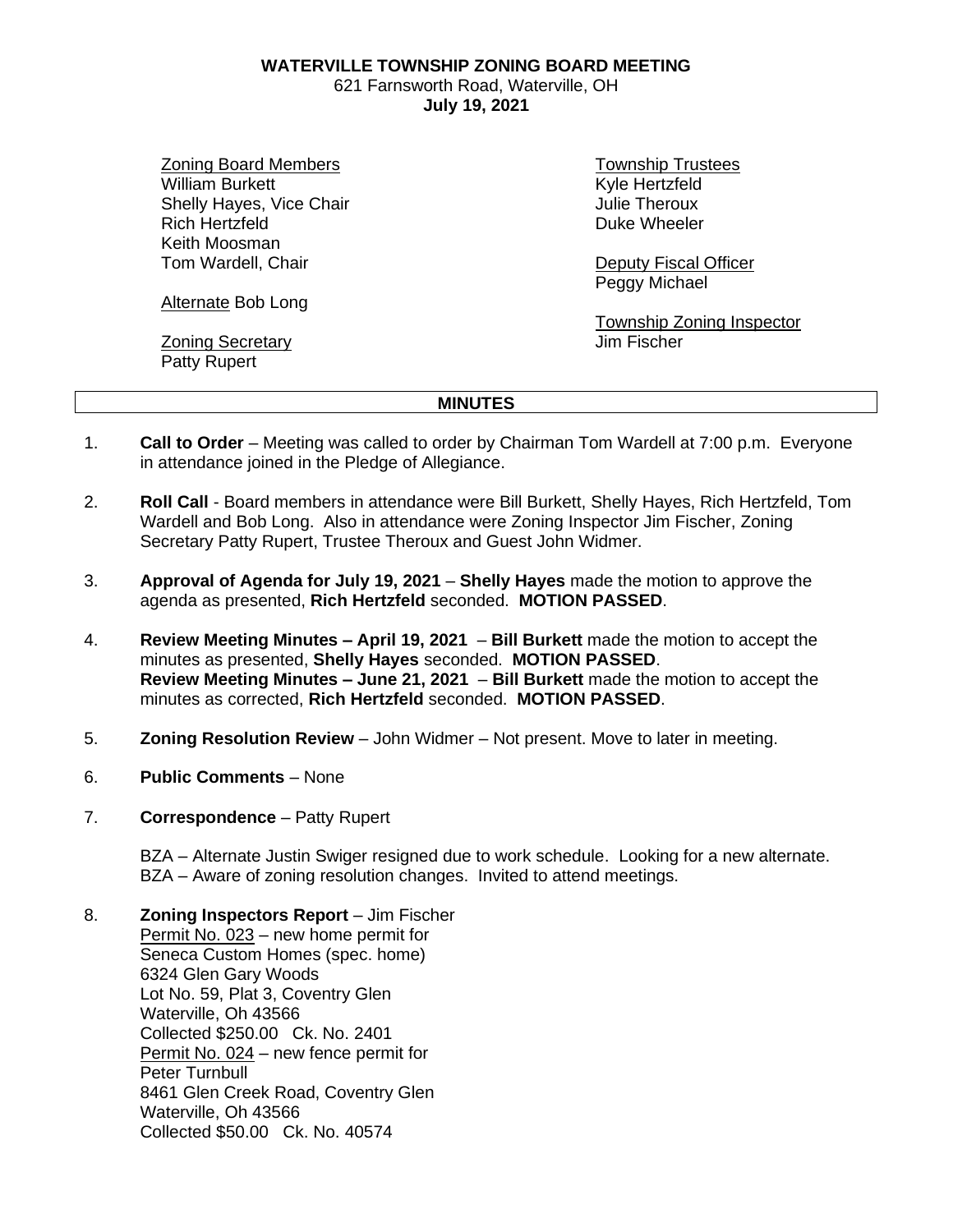**WATERVILLE TOWNSHIP ZONING BOARD MEETING**
621 Farnsworth Road, Waterville, OH
**July 19, 2021**

Zoning Board Members
William Burkett
Shelly Hayes, Vice Chair
Rich Hertzfeld
Keith Moosman
Tom Wardell, Chair

Alternate Bob Long

Zoning Secretary
Patty Rupert

Township Trustees
Kyle Hertzfeld
Julie Theroux
Duke Wheeler

Deputy Fiscal Officer
Peggy Michael

Township Zoning Inspector
Jim Fischer

## MINUTES

1. **Call to Order** – Meeting was called to order by Chairman Tom Wardell at 7:00 p.m. Everyone in attendance joined in the Pledge of Allegiance.

2. **Roll Call** - Board members in attendance were Bill Burkett, Shelly Hayes, Rich Hertzfeld, Tom Wardell and Bob Long. Also in attendance were Zoning Inspector Jim Fischer, Zoning Secretary Patty Rupert, Trustee Theroux and Guest John Widmer.

3. **Approval of Agenda for July 19, 2021** – **Shelly Hayes** made the motion to approve the agenda as presented, **Rich Hertzfeld** seconded. **MOTION PASSED**.

4. **Review Meeting Minutes – April 19, 2021** – **Bill Burkett** made the motion to accept the minutes as presented, **Shelly Hayes** seconded. **MOTION PASSED**.
   **Review Meeting Minutes – June 21, 2021** – **Bill Burkett** made the motion to accept the minutes as corrected, **Rich Hertzfeld** seconded. **MOTION PASSED**.

5. **Zoning Resolution Review** – John Widmer – Not present. Move to later in meeting.

6. **Public Comments** – None

7. **Correspondence** – Patty Rupert

   BZA – Alternate Justin Swiger resigned due to work schedule. Looking for a new alternate.
   BZA – Aware of zoning resolution changes. Invited to attend meetings.

8. **Zoning Inspectors Report** – Jim Fischer
   Permit No. 023 – new home permit for
   Seneca Custom Homes (spec. home)
   6324 Glen Gary Woods
   Lot No. 59, Plat 3, Coventry Glen
   Waterville, Oh 43566
   Collected $250.00 Ck. No. 2401
   Permit No. 024 – new fence permit for
   Peter Turnbull
   8461 Glen Creek Road, Coventry Glen
   Waterville, Oh 43566
   Collected $50.00 Ck. No. 40574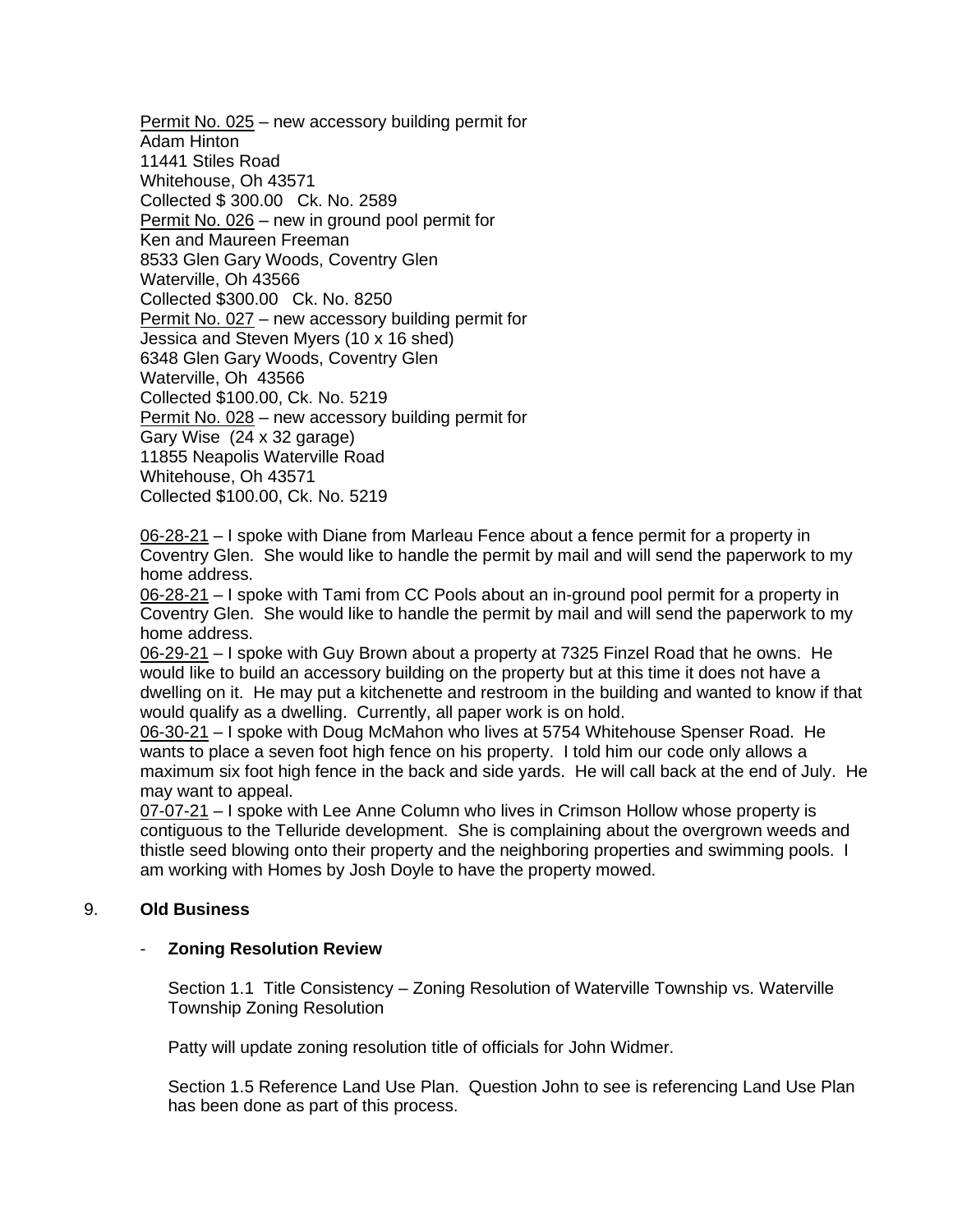<u>Permit No. 025</u> – new accessory building permit for
Adam Hinton
11441 Stiles Road
Whitehouse, Oh 43571
Collected $ 300.00 Ck. No. 2589

<u>Permit No. 026</u> – new in ground pool permit for
Ken and Maureen Freeman
8533 Glen Gary Woods, Coventry Glen
Waterville, Oh 43566
Collected $300.00 Ck. No. 8250

<u>Permit No. 027</u> – new accessory building permit for
Jessica and Steven Myers (10 x 16 shed)
6348 Glen Gary Woods, Coventry Glen
Waterville, Oh 43566
Collected $100.00, Ck. No. 5219

<u>Permit No. 028</u> – new accessory building permit for
Gary Wise (24 x 32 garage)
11855 Neapolis Waterville Road
Whitehouse, Oh 43571
Collected $100.00, Ck. No. 5219

<u>06-28-21</u> – I spoke with Diane from Marleau Fence about a fence permit for a property in Coventry Glen. She would like to handle the permit by mail and will send the paperwork to my home address.

<u>06-28-21</u> – I spoke with Tami from CC Pools about an in-ground pool permit for a property in Coventry Glen. She would like to handle the permit by mail and will send the paperwork to my home address.

<u>06-29-21</u> – I spoke with Guy Brown about a property at 7325 Finzel Road that he owns. He would like to build an accessory building on the property but at this time it does not have a dwelling on it. He may put a kitchenette and restroom in the building and wanted to know if that would qualify as a dwelling. Currently, all paper work is on hold.

<u>06-30-21</u> – I spoke with Doug McMahon who lives at 5754 Whitehouse Spenser Road. He wants to place a seven foot high fence on his property. I told him our code only allows a maximum six foot high fence in the back and side yards. He will call back at the end of July. He may want to appeal.

<u>07-07-21</u> – I spoke with Lee Anne Column who lives in Crimson Hollow whose property is contiguous to the Telluride development. She is complaining about the overgrown weeds and thistle seed blowing onto their property and the neighboring properties and swimming pools. I am working with Homes by Josh Doyle to have the property mowed.

## 9. **Old Business**

- **Zoning Resolution Review**

  Section 1.1 Title Consistency – Zoning Resolution of Waterville Township vs. Waterville Township Zoning Resolution

  Patty will update zoning resolution title of officials for John Widmer.

  Section 1.5 Reference Land Use Plan. Question John to see is referencing Land Use Plan has been done as part of this process.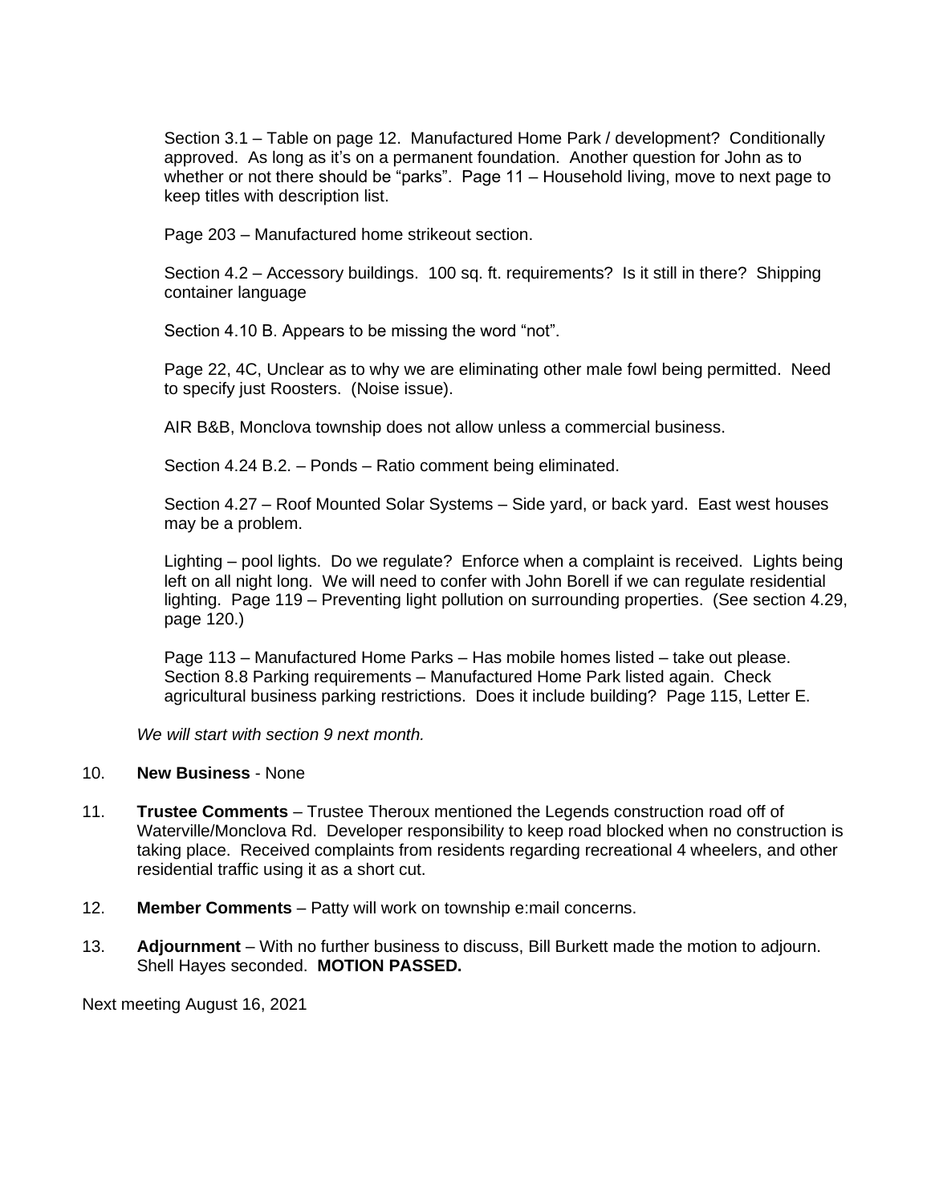Section 3.1 – Table on page 12. Manufactured Home Park / development? Conditionally approved. As long as it's on a permanent foundation. Another question for John as to whether or not there should be "parks". Page 11 – Household living, move to next page to keep titles with description list.

Page 203 – Manufactured home strikeout section.

Section 4.2 – Accessory buildings. 100 sq. ft. requirements? Is it still in there? Shipping container language

Section 4.10 B. Appears to be missing the word "not".

Page 22, 4C, Unclear as to why we are eliminating other male fowl being permitted. Need to specify just Roosters. (Noise issue).

AIR B&B, Monclova township does not allow unless a commercial business.

Section 4.24 B.2. – Ponds – Ratio comment being eliminated.

Section 4.27 – Roof Mounted Solar Systems – Side yard, or back yard. East west houses may be a problem.

Lighting – pool lights. Do we regulate? Enforce when a complaint is received. Lights being left on all night long. We will need to confer with John Borell if we can regulate residential lighting. Page 119 – Preventing light pollution on surrounding properties. (See section 4.29, page 120.)

Page 113 – Manufactured Home Parks – Has mobile homes listed – take out please. Section 8.8 Parking requirements – Manufactured Home Park listed again. Check agricultural business parking restrictions. Does it include building? Page 115, Letter E.

*We will start with section 9 next month.*

10. **New Business** - None

11. **Trustee Comments** – Trustee Theroux mentioned the Legends construction road off of Waterville/Monclova Rd. Developer responsibility to keep road blocked when no construction is taking place. Received complaints from residents regarding recreational 4 wheelers, and other residential traffic using it as a short cut.

12. **Member Comments** – Patty will work on township e:mail concerns.

13. **Adjournment** – With no further business to discuss, Bill Burkett made the motion to adjourn. Shell Hayes seconded. **MOTION PASSED.**

Next meeting August 16, 2021